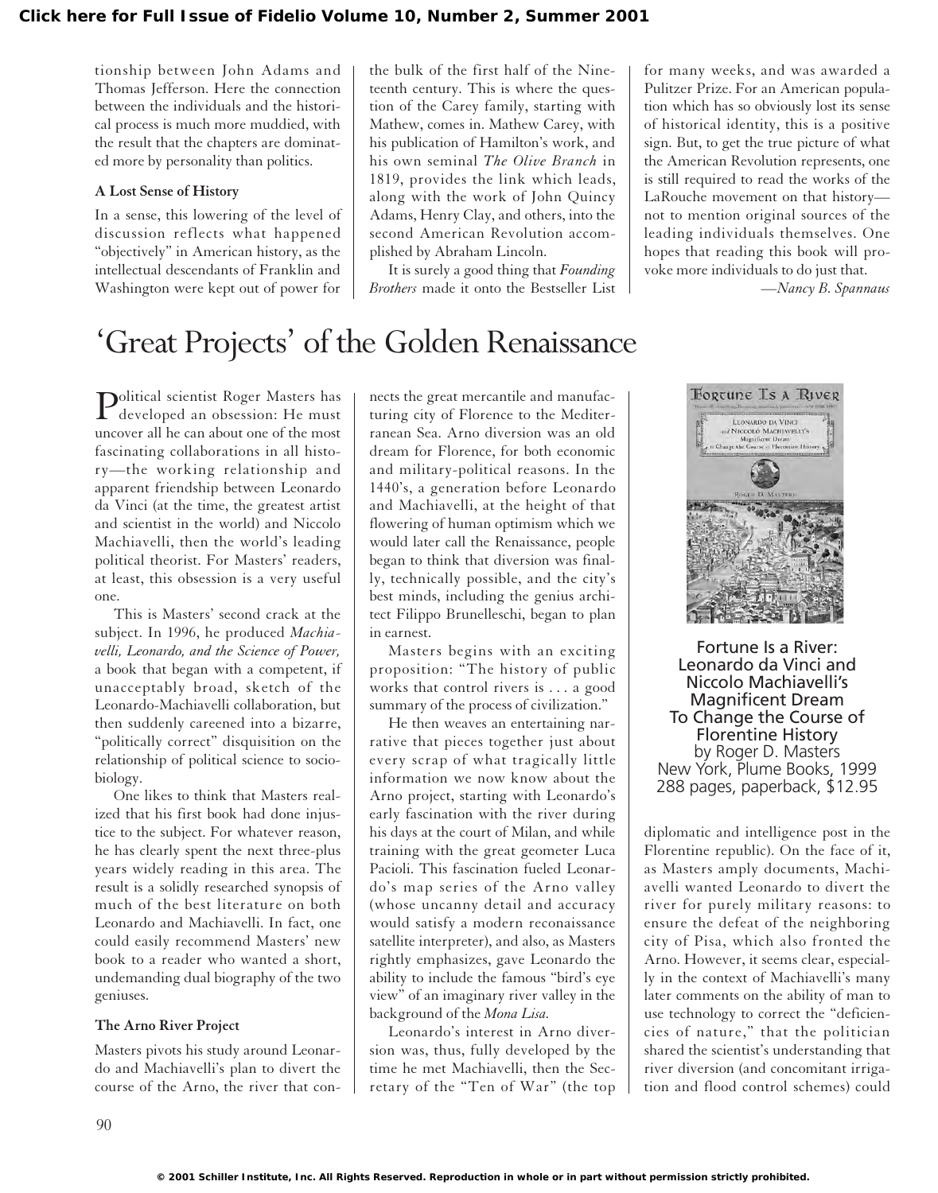tionship between John Adams and Thomas Jefferson. Here the connection between the individuals and the historical process is much more muddied, with the result that the chapters are dominated more by personality than politics.

### A Lost Sense of History

In a sense, this lowering of the level of discussion reflects what happened "objectively" in American history, as the intellectual descendants of Franklin and Washington were kept out of power for the bulk of the first half of the Nineteenth century. This is where the question of the Carey family, starting with Mathew, comes in. Mathew Carey, with his publication of Hamilton's work, and his own seminal *The Olive Branch* in 1819, provides the link which leads, along with the work of John Quincy Adams, Henry Clay, and others, into the second American Revolution accomplished by Abraham Lincoln.

It is surely a good thing that *Founding Brothers* made it onto the Bestseller List for many weeks, and was awarded a Pulitzer Prize. For an American population which has so obviously lost its sense of historical identity, this is a positive sign. But, to get the true picture of what the American Revolution represents, one is still required to read the works of the LaRouche movement on that history—not to mention original sources of the leading individuals themselves. One hopes that reading this book will provoke more individuals to do just that.

—*Nancy B. Spannaus*

# 'Great Projects' of the Golden Renaissance

Fortune Is a River: Leonardo da Vinci and Niccolo Machiavelli's Magnificent Dream To Change the Course of Florentine History
by Roger D. Masters
New York, Plume Books, 1999
288 pages, paperback, $12.95

Political scientist Roger Masters has developed an obsession: He must uncover all he can about one of the most fascinating collaborations in all history—the working relationship and apparent friendship between Leonardo da Vinci (at the time, the greatest artist and scientist in the world) and Niccolo Machiavelli, then the world's leading political theorist. For Masters' readers, at least, this obsession is a very useful one.

This is Masters' second crack at the subject. In 1996, he produced *Machiavelli, Leonardo, and the Science of Power,* a book that began with a competent, if unacceptably broad, sketch of the Leonardo-Machiavelli collaboration, but then suddenly careened into a bizarre, "politically correct" disquisition on the relationship of political science to sociobiology.

One likes to think that Masters realized that his first book had done injustice to the subject. For whatever reason, he has clearly spent the next three-plus years widely reading in this area. The result is a solidly researched synopsis of much of the best literature on both Leonardo and Machiavelli. In fact, one could easily recommend Masters' new book to a reader who wanted a short, undemanding dual biography of the two geniuses.

### The Arno River Project

Masters pivots his study around Leonardo and Machiavelli's plan to divert the course of the Arno, the river that connects the great mercantile and manufacturing city of Florence to the Mediterranean Sea. Arno diversion was an old dream for Florence, for both economic and military-political reasons. In the 1440's, a generation before Leonardo and Machiavelli, at the height of that flowering of human optimism which we would later call the Renaissance, people began to think that diversion was finally, technically possible, and the city's best minds, including the genius architect Filippo Brunelleschi, began to plan in earnest.

Masters begins with an exciting proposition: "The history of public works that control rivers is . . . a good summary of the process of civilization."

He then weaves an entertaining narrative that pieces together just about every scrap of what tragically little information we now know about the Arno project, starting with Leonardo's early fascination with the river during his days at the court of Milan, and while training with the great geometer Luca Pacioli. This fascination fueled Leonardo's map series of the Arno valley (whose uncanny detail and accuracy would satisfy a modern reconaissance satellite interpreter), and also, as Masters rightly emphasizes, gave Leonardo the ability to include the famous "bird's eye view" of an imaginary river valley in the background of the *Mona Lisa.*

Leonardo's interest in Arno diversion was, thus, fully developed by the time he met Machiavelli, then the Secretary of the "Ten of War" (the top diplomatic and intelligence post in the Florentine republic). On the face of it, as Masters amply documents, Machiavelli wanted Leonardo to divert the river for purely military reasons: to ensure the defeat of the neighboring city of Pisa, which also fronted the Arno. However, it seems clear, especially in the context of Machiavelli's many later comments on the ability of man to use technology to correct the "deficiencies of nature," that the politician shared the scientist's understanding that river diversion (and concomitant irrigation and flood control schemes) could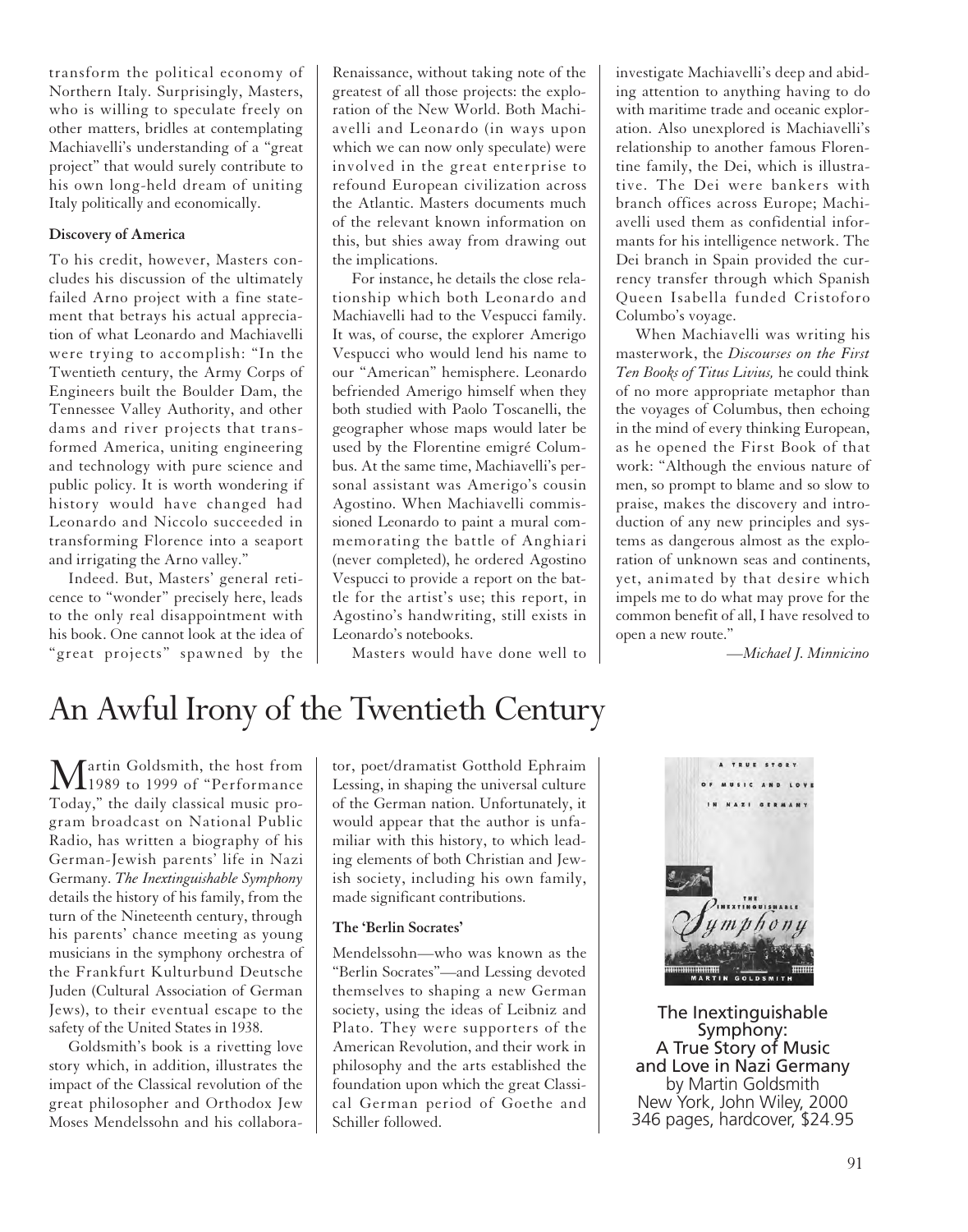transform the political economy of Northern Italy. Surprisingly, Masters, who is willing to speculate freely on other matters, bridles at contemplating Machiavelli's understanding of a "great project" that would surely contribute to his own long-held dream of uniting Italy politically and economically.

**Discovery of America**

To his credit, however, Masters concludes his discussion of the ultimately failed Arno project with a fine statement that betrays his actual appreciation of what Leonardo and Machiavelli were trying to accomplish: "In the Twentieth century, the Army Corps of Engineers built the Boulder Dam, the Tennessee Valley Authority, and other dams and river projects that transformed America, uniting engineering and technology with pure science and public policy. It is worth wondering if history would have changed had Leonardo and Niccolo succeeded in transforming Florence into a seaport and irrigating the Arno valley."

Indeed. But, Masters' general reticence to "wonder" precisely here, leads to the only real disappointment with his book. One cannot look at the idea of "great projects" spawned by the Renaissance, without taking note of the greatest of all those projects: the exploration of the New World. Both Machiavelli and Leonardo (in ways upon which we can now only speculate) were involved in the great enterprise to refound European civilization across the Atlantic. Masters documents much of the relevant known information on this, but shies away from drawing out the implications.

For instance, he details the close relationship which both Leonardo and Machiavelli had to the Vespucci family. It was, of course, the explorer Amerigo Vespucci who would lend his name to our "American" hemisphere. Leonardo befriended Amerigo himself when they both studied with Paolo Toscanelli, the geographer whose maps would later be used by the Florentine emigré Columbus. At the same time, Machiavelli's personal assistant was Amerigo's cousin Agostino. When Machiavelli commissioned Leonardo to paint a mural commemorating the battle of Anghiari (never completed), he ordered Agostino Vespucci to provide a report on the battle for the artist's use; this report, in Agostino's handwriting, still exists in Leonardo's notebooks.

Masters would have done well to investigate Machiavelli's deep and abiding attention to anything having to do with maritime trade and oceanic exploration. Also unexplored is Machiavelli's relationship to another famous Florentine family, the Dei, which is illustrative. The Dei were bankers with branch offices across Europe; Machiavelli used them as confidential informants for his intelligence network. The Dei branch in Spain provided the currency transfer through which Spanish Queen Isabella funded Cristoforo Columbo's voyage.

When Machiavelli was writing his masterwork, the *Discourses on the First Ten Books of Titus Livius,* he could think of no more appropriate metaphor than the voyages of Columbus, then echoing in the mind of every thinking European, as he opened the First Book of that work: "Although the envious nature of men, so prompt to blame and so slow to praise, makes the discovery and introduction of any new principles and systems as dangerous almost as the exploration of unknown seas and continents, yet, animated by that desire which impels me to do what may prove for the common benefit of all, I have resolved to open a new route."

*—Michael J. Minnicino*

# An Awful Irony of the Twentieth Century

Martin Goldsmith, the host from 1989 to 1999 of "Performance Today," the daily classical music program broadcast on National Public Radio, has written a biography of his German-Jewish parents' life in Nazi Germany. *The Inextinguishable Symphony* details the history of his family, from the turn of the Nineteenth century, through his parents' chance meeting as young musicians in the symphony orchestra of the Frankfurt Kulturbund Deutsche Juden (Cultural Association of German Jews), to their eventual escape to the safety of the United States in 1938.

Goldsmith's book is a rivetting love story which, in addition, illustrates the impact of the Classical revolution of the great philosopher and Orthodox Jew Moses Mendelssohn and his collaborator, poet/dramatist Gotthold Ephraim Lessing, in shaping the universal culture of the German nation. Unfortunately, it would appear that the author is unfamiliar with this history, to which leading elements of both Christian and Jewish society, including his own family, made significant contributions.

**The 'Berlin Socrates'**

Mendelssohn—who was known as the "Berlin Socrates"—and Lessing devoted themselves to shaping a new German society, using the ideas of Leibniz and Plato. They were supporters of the American Revolution, and their work in philosophy and the arts established the foundation upon which the great Classical German period of Goethe and Schiller followed.

The Inextinguishable Symphony: A True Story of Music and Love in Nazi Germany
by Martin Goldsmith
New York, John Wiley, 2000
346 pages, hardcover, $24.95